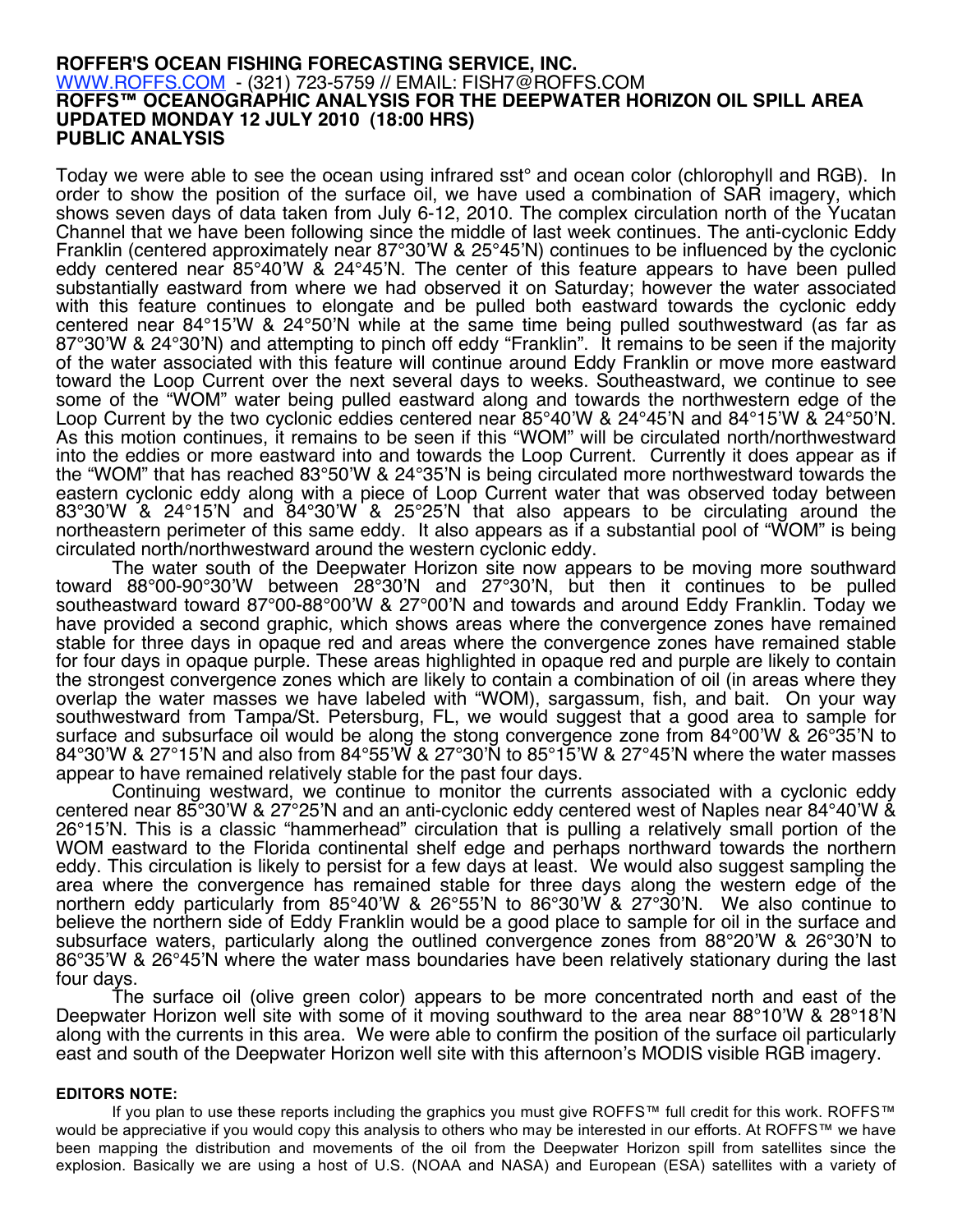**ROFFER'S OCEAN FISHING FORECASTING SERVICE, INC.**
WWW.ROFFS.COM - (321) 723-5759 // EMAIL: FISH7@ROFFS.COM
**ROFFS™ OCEANOGRAPHIC ANALYSIS FOR THE DEEPWATER HORIZON OIL SPILL AREA**
**UPDATED MONDAY 12 JULY 2010 (18:00 HRS)**
**PUBLIC ANALYSIS**

Today we were able to see the ocean using infrared sst° and ocean color (chlorophyll and RGB). In order to show the position of the surface oil, we have used a combination of SAR imagery, which shows seven days of data taken from July 6-12, 2010. The complex circulation north of the Yucatan Channel that we have been following since the middle of last week continues. The anti-cyclonic Eddy Franklin (centered approximately near 87°30'W & 25°45'N) continues to be influenced by the cyclonic eddy centered near 85°40'W & 24°45'N. The center of this feature appears to have been pulled substantially eastward from where we had observed it on Saturday; however the water associated with this feature continues to elongate and be pulled both eastward towards the cyclonic eddy centered near 84°15'W & 24°50'N while at the same time being pulled southwestward (as far as 87°30'W & 24°30'N) and attempting to pinch off eddy "Franklin". It remains to be seen if the majority of the water associated with this feature will continue around Eddy Franklin or move more eastward toward the Loop Current over the next several days to weeks. Southeastward, we continue to see some of the "WOM" water being pulled eastward along and towards the northwestern edge of the Loop Current by the two cyclonic eddies centered near 85°40'W & 24°45'N and 84°15'W & 24°50'N. As this motion continues, it remains to be seen if this "WOM" will be circulated north/northwestward into the eddies or more eastward into and towards the Loop Current. Currently it does appear as if the "WOM" that has reached 83°50'W & 24°35'N is being circulated more northwestward towards the eastern cyclonic eddy along with a piece of Loop Current water that was observed today between 83°30'W & 24°15'N and 84°30'W & 25°25'N that also appears to be circulating around the northeastern perimeter of this same eddy. It also appears as if a substantial pool of "WOM" is being circulated north/northwestward around the western cyclonic eddy.

The water south of the Deepwater Horizon site now appears to be moving more southward toward 88°00-90°30'W between 28°30'N and 27°30'N, but then it continues to be pulled southeastward toward 87°00-88°00'W & 27°00'N and towards and around Eddy Franklin. Today we have provided a second graphic, which shows areas where the convergence zones have remained stable for three days in opaque red and areas where the convergence zones have remained stable for four days in opaque purple. These areas highlighted in opaque red and purple are likely to contain the strongest convergence zones which are likely to contain a combination of oil (in areas where they overlap the water masses we have labeled with "WOM), sargassum, fish, and bait. On your way southwestward from Tampa/St. Petersburg, FL, we would suggest that a good area to sample for surface and subsurface oil would be along the stong convergence zone from 84°00'W & 26°35'N to 84°30'W & 27°15'N and also from 84°55'W & 27°30'N to 85°15'W & 27°45'N where the water masses appear to have remained relatively stable for the past four days.

Continuing westward, we continue to monitor the currents associated with a cyclonic eddy centered near 85°30'W & 27°25'N and an anti-cyclonic eddy centered west of Naples near 84°40'W & 26°15'N. This is a classic "hammerhead" circulation that is pulling a relatively small portion of the WOM eastward to the Florida continental shelf edge and perhaps northward towards the northern eddy. This circulation is likely to persist for a few days at least. We would also suggest sampling the area where the convergence has remained stable for three days along the western edge of the northern eddy particularly from 85°40'W & 26°55'N to 86°30'W & 27°30'N. We also continue to believe the northern side of Eddy Franklin would be a good place to sample for oil in the surface and subsurface waters, particularly along the outlined convergence zones from 88°20'W & 26°30'N to 86°35'W & 26°45'N where the water mass boundaries have been relatively stationary during the last four days.

The surface oil (olive green color) appears to be more concentrated north and east of the Deepwater Horizon well site with some of it moving southward to the area near 88°10'W & 28°18'N along with the currents in this area. We were able to confirm the position of the surface oil particularly east and south of the Deepwater Horizon well site with this afternoon's MODIS visible RGB imagery.

**EDITORS NOTE:**

If you plan to use these reports including the graphics you must give ROFFS™ full credit for this work. ROFFS™ would be appreciative if you would copy this analysis to others who may be interested in our efforts. At ROFFS™ we have been mapping the distribution and movements of the oil from the Deepwater Horizon spill from satellites since the explosion. Basically we are using a host of U.S. (NOAA and NASA) and European (ESA) satellites with a variety of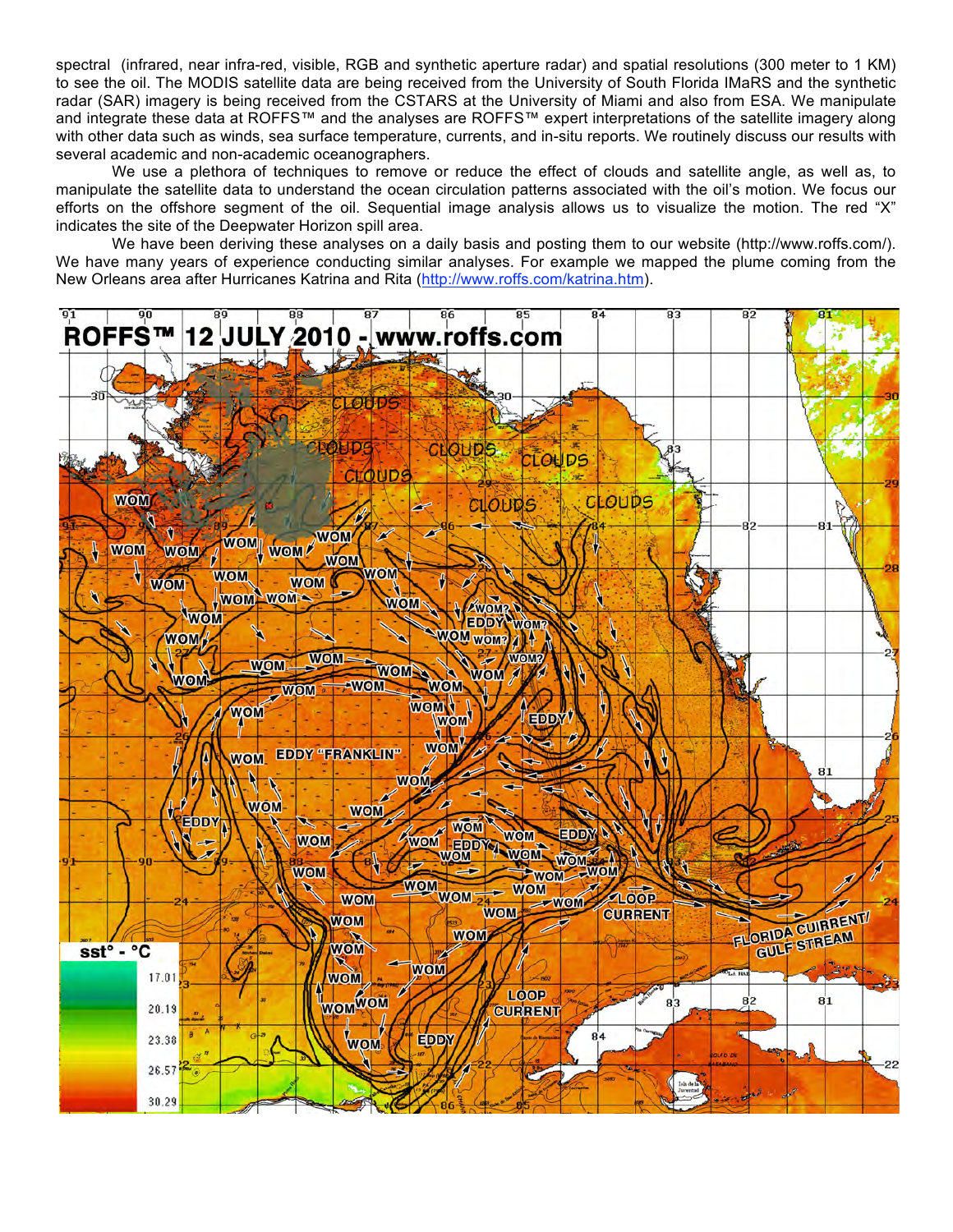spectral (infrared, near infra-red, visible, RGB and synthetic aperture radar) and spatial resolutions (300 meter to 1 KM) to see the oil. The MODIS satellite data are being received from the University of South Florida IMaRS and the synthetic radar (SAR) imagery is being received from the CSTARS at the University of Miami and also from ESA. We manipulate and integrate these data at ROFFS™ and the analyses are ROFFS™ expert interpretations of the satellite imagery along with other data such as winds, sea surface temperature, currents, and in-situ reports. We routinely discuss our results with several academic and non-academic oceanographers.

We use a plethora of techniques to remove or reduce the effect of clouds and satellite angle, as well as, to manipulate the satellite data to understand the ocean circulation patterns associated with the oil's motion. We focus our efforts on the offshore segment of the oil. Sequential image analysis allows us to visualize the motion. The red "X" indicates the site of the Deepwater Horizon spill area.

We have been deriving these analyses on a daily basis and posting them to our website (http://www.roffs.com/). We have many years of experience conducting similar analyses. For example we mapped the plume coming from the New Orleans area after Hurricanes Katrina and Rita (http://www.roffs.com/katrina.htm).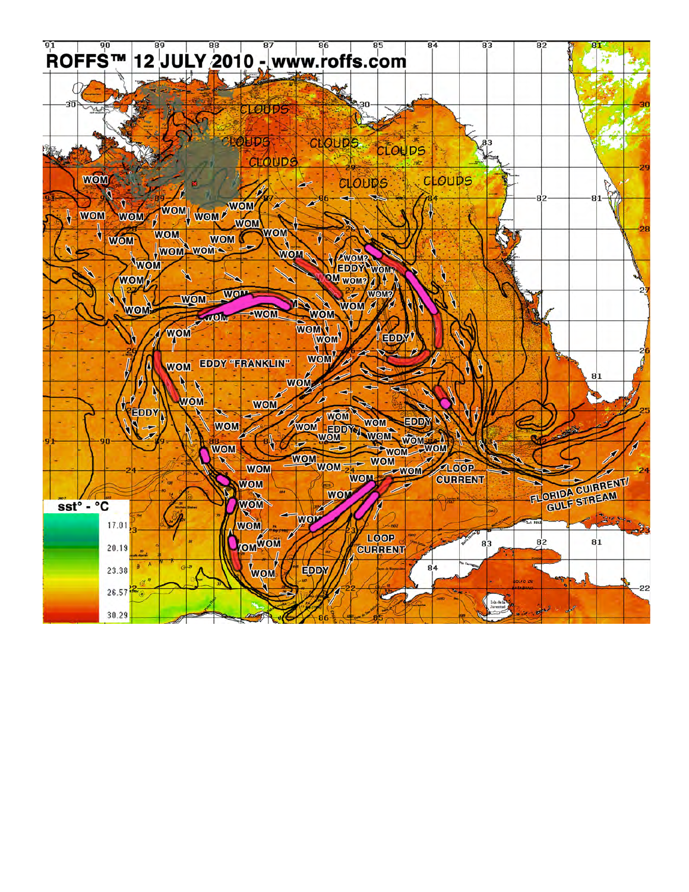ROFFS™ 12 JULY 2010 - www.roffs.com

CLOUDS

CLOUDS

CLOUDS

CLOUDS

CLOUDS

CLOUDS

CLOUDS

WOM

EDDY

EDDY "FRANKLIN"

LOOP CURRENT

FLORIDA CUIRRENT/ GULF STREAM

sst° - °C

17.01

20.19

23.38

26.57

30.29